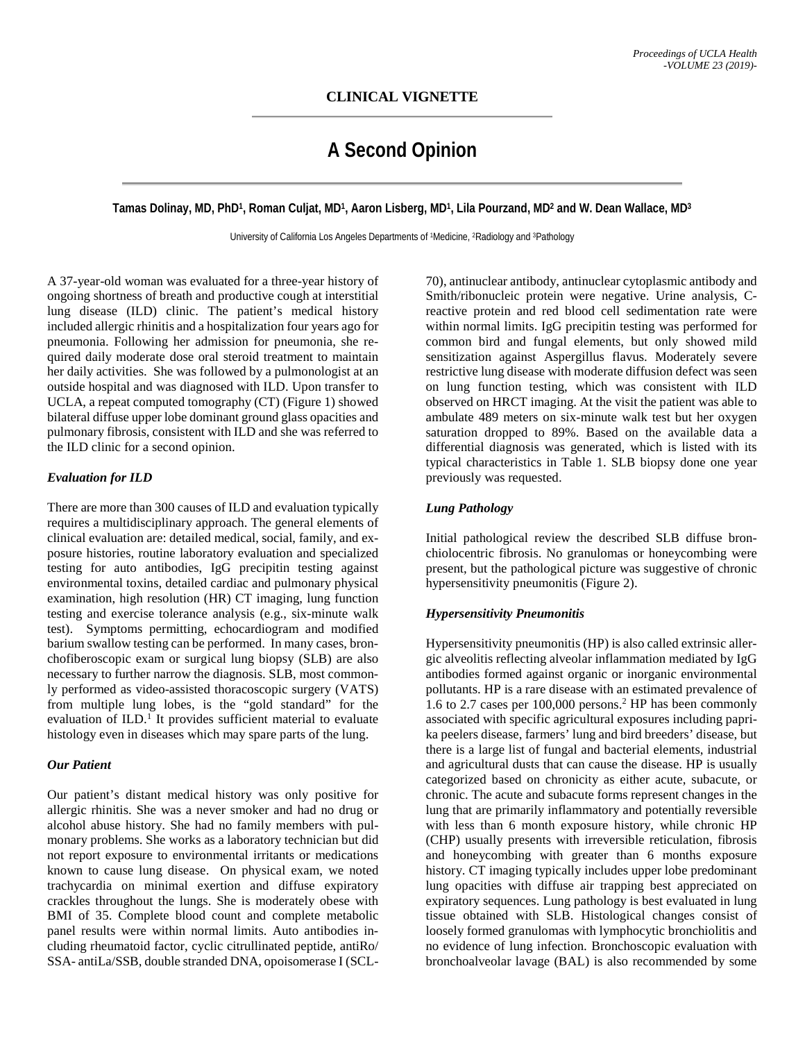# CLINICAL VIGNETTE

## A Second Opinion

**Tamas Dolinay, MD, PhD[1], Roman Culjat, MD[1], Aaron Lisberg, MD[1], Lila Pourzand, MD[2] and W. Dean Wallace, MD[3]**

University of California Los Angeles Departments of [1]Medicine, [2]Radiology and [3]Pathology

A 37-year-old woman was evaluated for a three-year history of ongoing shortness of breath and productive cough at interstitial lung disease (ILD) clinic. The patient's medical history included allergic rhinitis and a hospitalization four years ago for pneumonia. Following her admission for pneumonia, she required daily moderate dose oral steroid treatment to maintain her daily activities. She was followed by a pulmonologist at an outside hospital and was diagnosed with ILD. Upon transfer to UCLA, a repeat computed tomography (CT) (Figure 1) showed bilateral diffuse upper lobe dominant ground glass opacities and pulmonary fibrosis, consistent with ILD and she was referred to the ILD clinic for a second opinion.

### *Evaluation for ILD*

There are more than 300 causes of ILD and evaluation typically requires a multidisciplinary approach. The general elements of clinical evaluation are: detailed medical, social, family, and exposure histories, routine laboratory evaluation and specialized testing for auto antibodies, IgG precipitin testing against environmental toxins, detailed cardiac and pulmonary physical examination, high resolution (HR) CT imaging, lung function testing and exercise tolerance analysis (e.g., six-minute walk test). Symptoms permitting, echocardiogram and modified barium swallow testing can be performed. In many cases, bronchofiberoscopic exam or surgical lung biopsy (SLB) are also necessary to further narrow the diagnosis. SLB, most commonly performed as video-assisted thoracoscopic surgery (VATS) from multiple lung lobes, is the "gold standard" for the evaluation of ILD.[1] It provides sufficient material to evaluate histology even in diseases which may spare parts of the lung.

### *Our Patient*

Our patient's distant medical history was only positive for allergic rhinitis. She was a never smoker and had no drug or alcohol abuse history. She had no family members with pulmonary problems. She works as a laboratory technician but did not report exposure to environmental irritants or medications known to cause lung disease. On physical exam, we noted trachycardia on minimal exertion and diffuse expiratory crackles throughout the lungs. She is moderately obese with BMI of 35. Complete blood count and complete metabolic panel results were within normal limits. Auto antibodies including rheumatoid factor, cyclic citrullinated peptide, antiRo/SSA- antiLa/SSB, double stranded DNA, opoisomerase I (SCL-70), antinuclear antibody, antinuclear cytoplasmic antibody and Smith/ribonucleic protein were negative. Urine analysis, C-reactive protein and red blood cell sedimentation rate were within normal limits. IgG precipitin testing was performed for common bird and fungal elements, but only showed mild sensitization against Aspergillus flavus. Moderately severe restrictive lung disease with moderate diffusion defect was seen on lung function testing, which was consistent with ILD observed on HRCT imaging. At the visit the patient was able to ambulate 489 meters on six-minute walk test but her oxygen saturation dropped to 89%. Based on the available data a differential diagnosis was generated, which is listed with its typical characteristics in Table 1. SLB biopsy done one year previously was requested.

### *Lung Pathology*

Initial pathological review the described SLB diffuse bronchiolocentric fibrosis. No granulomas or honeycombing were present, but the pathological picture was suggestive of chronic hypersensitivity pneumonitis (Figure 2).

### *Hypersensitivity Pneumonitis*

Hypersensitivity pneumonitis (HP) is also called extrinsic allergic alveolitis reflecting alveolar inflammation mediated by IgG antibodies formed against organic or inorganic environmental pollutants. HP is a rare disease with an estimated prevalence of 1.6 to 2.7 cases per 100,000 persons.[2] HP has been commonly associated with specific agricultural exposures including paprika peelers disease, farmers' lung and bird breeders' disease, but there is a large list of fungal and bacterial elements, industrial and agricultural dusts that can cause the disease. HP is usually categorized based on chronicity as either acute, subacute, or chronic. The acute and subacute forms represent changes in the lung that are primarily inflammatory and potentially reversible with less than 6 month exposure history, while chronic HP (CHP) usually presents with irreversible reticulation, fibrosis and honeycombing with greater than 6 months exposure history. CT imaging typically includes upper lobe predominant lung opacities with diffuse air trapping best appreciated on expiratory sequences. Lung pathology is best evaluated in lung tissue obtained with SLB. Histological changes consist of loosely formed granulomas with lymphocytic bronchiolitis and no evidence of lung infection. Bronchoscopic evaluation with bronchoalveolar lavage (BAL) is also recommended by some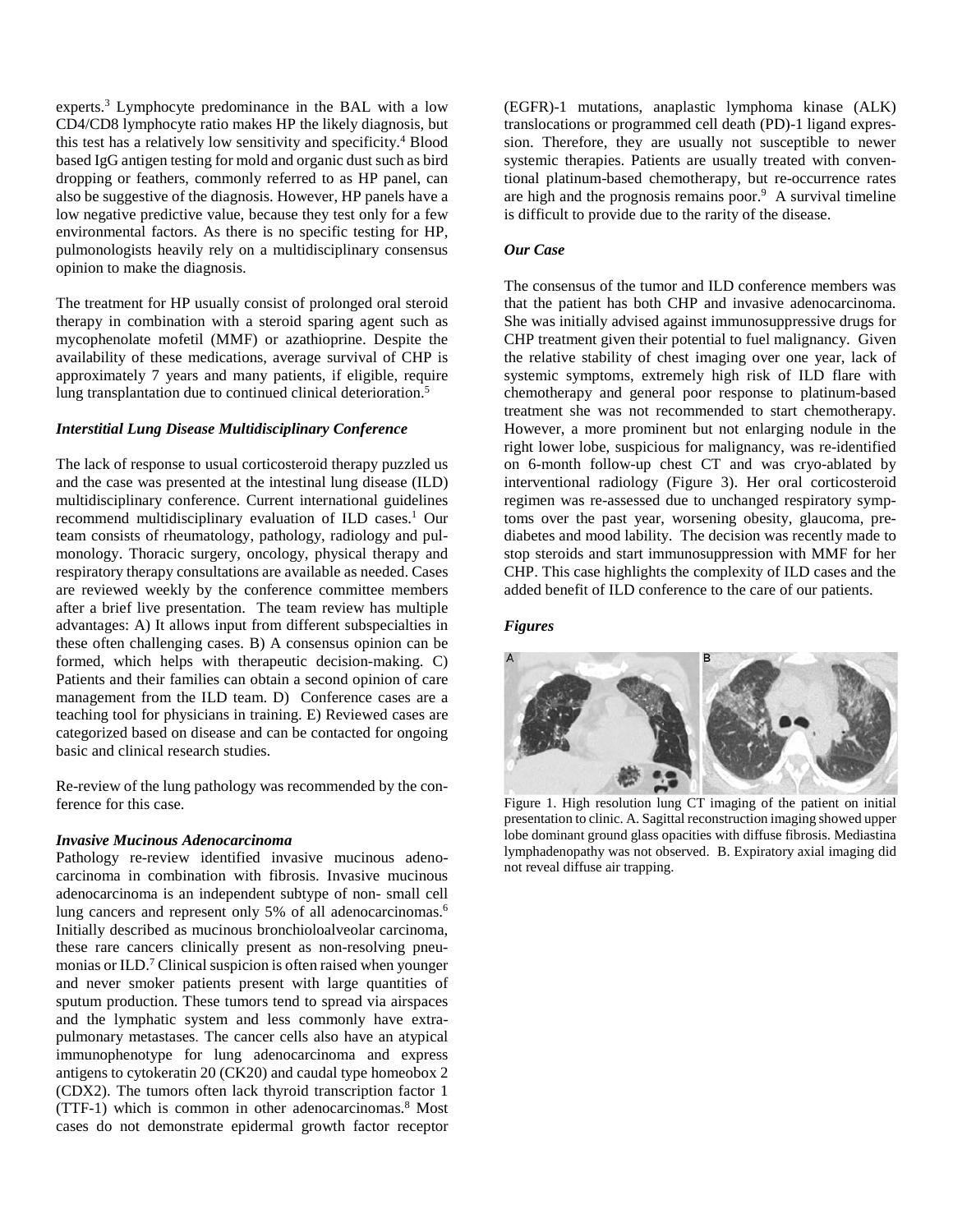experts.[3] Lymphocyte predominance in the BAL with a low CD4/CD8 lymphocyte ratio makes HP the likely diagnosis, but this test has a relatively low sensitivity and specificity.[4] Blood based IgG antigen testing for mold and organic dust such as bird dropping or feathers, commonly referred to as HP panel, can also be suggestive of the diagnosis. However, HP panels have a low negative predictive value, because they test only for a few environmental factors. As there is no specific testing for HP, pulmonologists heavily rely on a multidisciplinary consensus opinion to make the diagnosis.

The treatment for HP usually consist of prolonged oral steroid therapy in combination with a steroid sparing agent such as mycophenolate mofetil (MMF) or azathioprine. Despite the availability of these medications, average survival of CHP is approximately 7 years and many patients, if eligible, require lung transplantation due to continued clinical deterioration.[5]

### *Interstitial Lung Disease Multidisciplinary Conference*

The lack of response to usual corticosteroid therapy puzzled us and the case was presented at the intestinal lung disease (ILD) multidisciplinary conference. Current international guidelines recommend multidisciplinary evaluation of ILD cases.[1] Our team consists of rheumatology, pathology, radiology and pulmonology. Thoracic surgery, oncology, physical therapy and respiratory therapy consultations are available as needed. Cases are reviewed weekly by the conference committee members after a brief live presentation. The team review has multiple advantages: A) It allows input from different subspecialties in these often challenging cases. B) A consensus opinion can be formed, which helps with therapeutic decision-making. C) Patients and their families can obtain a second opinion of care management from the ILD team. D) Conference cases are a teaching tool for physicians in training. E) Reviewed cases are categorized based on disease and can be contacted for ongoing basic and clinical research studies.

Re-review of the lung pathology was recommended by the conference for this case.

### *Invasive Mucinous Adenocarcinoma*

Pathology re-review identified invasive mucinous adenocarcinoma in combination with fibrosis. Invasive mucinous adenocarcinoma is an independent subtype of non- small cell lung cancers and represent only 5% of all adenocarcinomas.[6] Initially described as mucinous bronchioloalveolar carcinoma, these rare cancers clinically present as non-resolving pneumonias or ILD.[7] Clinical suspicion is often raised when younger and never smoker patients present with large quantities of sputum production. These tumors tend to spread via airspaces and the lymphatic system and less commonly have extrapulmonary metastases. The cancer cells also have an atypical immunophenotype for lung adenocarcinoma and express antigens to cytokeratin 20 (CK20) and caudal type homeobox 2 (CDX2). The tumors often lack thyroid transcription factor 1 (TTF-1) which is common in other adenocarcinomas.[8] Most cases do not demonstrate epidermal growth factor receptor (EGFR)-1 mutations, anaplastic lymphoma kinase (ALK) translocations or programmed cell death (PD)-1 ligand expression. Therefore, they are usually not susceptible to newer systemic therapies. Patients are usually treated with conventional platinum-based chemotherapy, but re-occurrence rates are high and the prognosis remains poor.[9] A survival timeline is difficult to provide due to the rarity of the disease.

### *Our Case*

The consensus of the tumor and ILD conference members was that the patient has both CHP and invasive adenocarcinoma. She was initially advised against immunosuppressive drugs for CHP treatment given their potential to fuel malignancy. Given the relative stability of chest imaging over one year, lack of systemic symptoms, extremely high risk of ILD flare with chemotherapy and general poor response to platinum-based treatment she was not recommended to start chemotherapy. However, a more prominent but not enlarging nodule in the right lower lobe, suspicious for malignancy, was re-identified on 6-month follow-up chest CT and was cryo-ablated by interventional radiology (Figure 3). Her oral corticosteroid regimen was re-assessed due to unchanged respiratory symptoms over the past year, worsening obesity, glaucoma, prediabetes and mood lability. The decision was recently made to stop steroids and start immunosuppression with MMF for her CHP. This case highlights the complexity of ILD cases and the added benefit of ILD conference to the care of our patients.

### *Figures*

Figure 1. High resolution lung CT imaging of the patient on initial presentation to clinic. A. Sagittal reconstruction imaging showed upper lobe dominant ground glass opacities with diffuse fibrosis. Mediastina lymphadenopathy was not observed. B. Expiratory axial imaging did not reveal diffuse air trapping.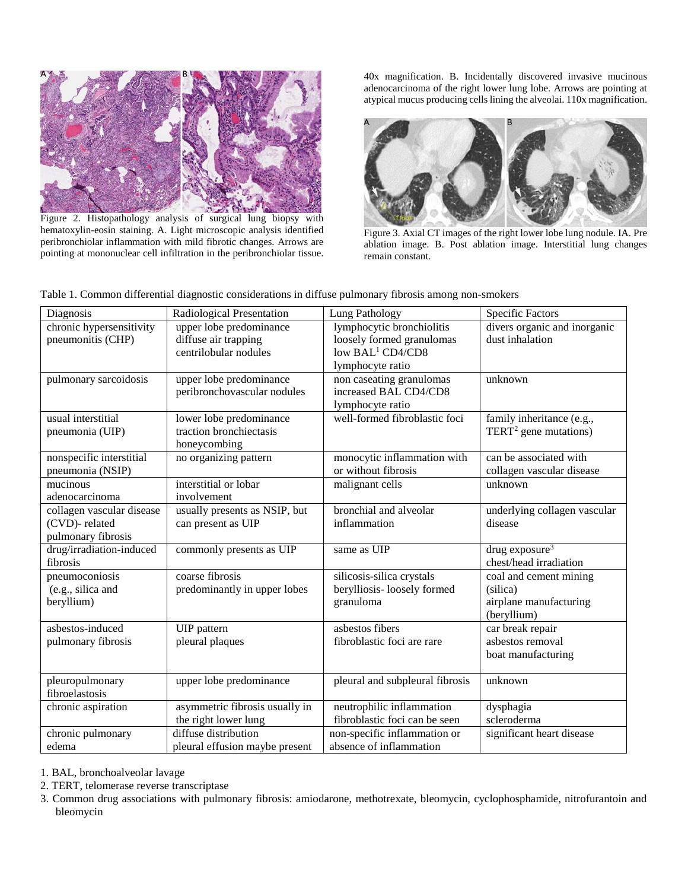Figure 2. Histopathology analysis of surgical lung biopsy with hematoxylin-eosin staining. A. Light microscopic analysis identified peribronchiolar inflammation with mild fibrotic changes. Arrows are pointing at mononuclear cell infiltration in the peribronchiolar tissue. 40x magnification. B. Incidentally discovered invasive mucinous adenocarcinoma of the right lower lung lobe. Arrows are pointing at atypical mucus producing cells lining the alveolai. 110x magnification.

Figure 3. Axial CT images of the right lower lobe lung nodule. IA. Pre ablation image. B. Post ablation image. Interstitial lung changes remain constant.

Table 1. Common differential diagnostic considerations in diffuse pulmonary fibrosis among non-smokers

| Diagnosis | Radiological Presentation | Lung Pathology | Specific Factors |
|---|---|---|---|
| chronic hypersensitivity pneumonitis (CHP) | upper lobe predominance<br>diffuse air trapping<br>centrilobular nodules | lymphocytic bronchiolitis<br>loosely formed granulomas<br>low BAL[1] CD4/CD8 lymphocyte ratio | divers organic and inorganic dust inhalation |
| pulmonary sarcoidosis | upper lobe predominance<br>peribronchovascular nodules | non caseating granulomas<br>increased BAL CD4/CD8 lymphocyte ratio | unknown |
| usual interstitial pneumonia (UIP) | lower lobe predominance<br>traction bronchiectasis<br>honeycombing | well-formed fibroblastic foci | family inheritance (e.g., TERT[2] gene mutations) |
| nonspecific interstitial pneumonia (NSIP) | no organizing pattern | monocytic inflammation with or without fibrosis | can be associated with collagen vascular disease |
| mucinous adenocarcinoma | interstitial or lobar involvement | malignant cells | unknown |
| collagen vascular disease (CVD)- related pulmonary fibrosis | usually presents as NSIP, but can present as UIP | bronchial and alveolar inflammation | underlying collagen vascular disease |
| drug/irradiation-induced fibrosis | commonly presents as UIP | same as UIP | drug exposure[3]<br>chest/head irradiation |
| pneumoconiosis (e.g., silica and beryllium) | coarse fibrosis<br>predominantly in upper lobes | silicosis-silica crystals<br>berylliosis- loosely formed granuloma | coal and cement mining (silica)<br>airplane manufacturing (beryllium) |
| asbestos-induced pulmonary fibrosis | UIP pattern<br>pleural plaques | asbestos fibers<br>fibroblastic foci are rare | car break repair<br>asbestos removal<br>boat manufacturing |
| pleuropulmonary fibroelastosis | upper lobe predominance | pleural and subpleural fibrosis | unknown |
| chronic aspiration | asymmetric fibrosis usually in the right lower lung | neutrophilic inflammation<br>fibroblastic foci can be seen | dysphagia<br>scleroderma |
| chronic pulmonary edema | diffuse distribution<br>pleural effusion maybe present | non-specific inflammation or absence of inflammation | significant heart disease |

1. BAL, bronchoalveolar lavage
2. TERT, telomerase reverse transcriptase
3. Common drug associations with pulmonary fibrosis: amiodarone, methotrexate, bleomycin, cyclophosphamide, nitrofurantoin and bleomycin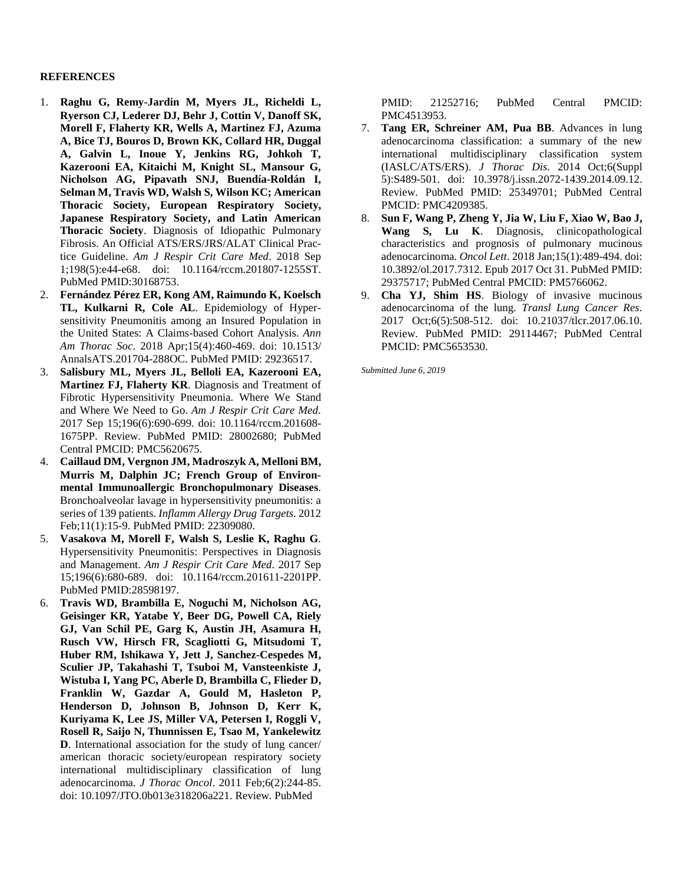## REFERENCES

1. **Raghu G, Remy-Jardin M, Myers JL, Richeldi L, Ryerson CJ, Lederer DJ, Behr J, Cottin V, Danoff SK, Morell F, Flaherty KR, Wells A, Martinez FJ, Azuma A, Bice TJ, Bouros D, Brown KK, Collard HR, Duggal A, Galvin L, Inoue Y, Jenkins RG, Johkoh T, Kazerooni EA, Kitaichi M, Knight SL, Mansour G, Nicholson AG, Pipavath SNJ, Buendía-Roldán I, Selman M, Travis WD, Walsh S, Wilson KC; American Thoracic Society, European Respiratory Society, Japanese Respiratory Society, and Latin American Thoracic Society**. Diagnosis of Idiopathic Pulmonary Fibrosis. An Official ATS/ERS/JRS/ALAT Clinical Practice Guideline. *Am J Respir Crit Care Med*. 2018 Sep 1;198(5):e44-e68. doi: 10.1164/rccm.201807-1255ST. PubMed PMID:30168753.
2. **Fernández Pérez ER, Kong AM, Raimundo K, Koelsch TL, Kulkarni R, Cole AL**. Epidemiology of Hypersensitivity Pneumonitis among an Insured Population in the United States: A Claims-based Cohort Analysis. *Ann Am Thorac Soc*. 2018 Apr;15(4):460-469. doi: 10.1513/AnnalsATS.201704-288OC. PubMed PMID: 29236517.
3. **Salisbury ML, Myers JL, Belloli EA, Kazerooni EA, Martinez FJ, Flaherty KR**. Diagnosis and Treatment of Fibrotic Hypersensitivity Pneumonia. Where We Stand and Where We Need to Go. *Am J Respir Crit Care Med*. 2017 Sep 15;196(6):690-699. doi: 10.1164/rccm.201608-1675PP. Review. PubMed PMID: 28002680; PubMed Central PMCID: PMC5620675.
4. **Caillaud DM, Vergnon JM, Madroszyk A, Melloni BM, Murris M, Dalphin JC; French Group of Environmental Immunoallergic Bronchopulmonary Diseases**. Bronchoalveolar lavage in hypersensitivity pneumonitis: a series of 139 patients. *Inflamm Allergy Drug Targets*. 2012 Feb;11(1):15-9. PubMed PMID: 22309080.
5. **Vasakova M, Morell F, Walsh S, Leslie K, Raghu G**. Hypersensitivity Pneumonitis: Perspectives in Diagnosis and Management. *Am J Respir Crit Care Med*. 2017 Sep 15;196(6):680-689. doi: 10.1164/rccm.201611-2201PP. PubMed PMID:28598197.
6. **Travis WD, Brambilla E, Noguchi M, Nicholson AG, Geisinger KR, Yatabe Y, Beer DG, Powell CA, Riely GJ, Van Schil PE, Garg K, Austin JH, Asamura H, Rusch VW, Hirsch FR, Scagliotti G, Mitsudomi T, Huber RM, Ishikawa Y, Jett J, Sanchez-Cespedes M, Sculier JP, Takahashi T, Tsuboi M, Vansteenkiste J, Wistuba I, Yang PC, Aberle D, Brambilla C, Flieder D, Franklin W, Gazdar A, Gould M, Hasleton P, Henderson D, Johnson B, Johnson D, Kerr K, Kuriyama K, Lee JS, Miller VA, Petersen I, Roggli V, Rosell R, Saijo N, Thunnissen E, Tsao M, Yankelewitz D**. International association for the study of lung cancer/american thoracic society/european respiratory society international multidisciplinary classification of lung adenocarcinoma. *J Thorac Oncol*. 2011 Feb;6(2):244-85. doi: 10.1097/JTO.0b013e318206a221. Review. PubMed PMID: 21252716; PubMed Central PMCID: PMC4513953.
7. **Tang ER, Schreiner AM, Pua BB**. Advances in lung adenocarcinoma classification: a summary of the new international multidisciplinary classification system (IASLC/ATS/ERS). *J Thorac Dis*. 2014 Oct;6(Suppl 5):S489-501. doi: 10.3978/j.issn.2072-1439.2014.09.12. Review. PubMed PMID: 25349701; PubMed Central PMCID: PMC4209385.
8. **Sun F, Wang P, Zheng Y, Jia W, Liu F, Xiao W, Bao J, Wang S, Lu K**. Diagnosis, clinicopathological characteristics and prognosis of pulmonary mucinous adenocarcinoma. *Oncol Lett*. 2018 Jan;15(1):489-494. doi: 10.3892/ol.2017.7312. Epub 2017 Oct 31. PubMed PMID: 29375717; PubMed Central PMCID: PM5766062.
9. **Cha YJ, Shim HS**. Biology of invasive mucinous adenocarcinoma of the lung. *Transl Lung Cancer Res*. 2017 Oct;6(5):508-512. doi: 10.21037/tlcr.2017.06.10. Review. PubMed PMID: 29114467; PubMed Central PMCID: PMC5653530.

*Submitted June 6, 2019*